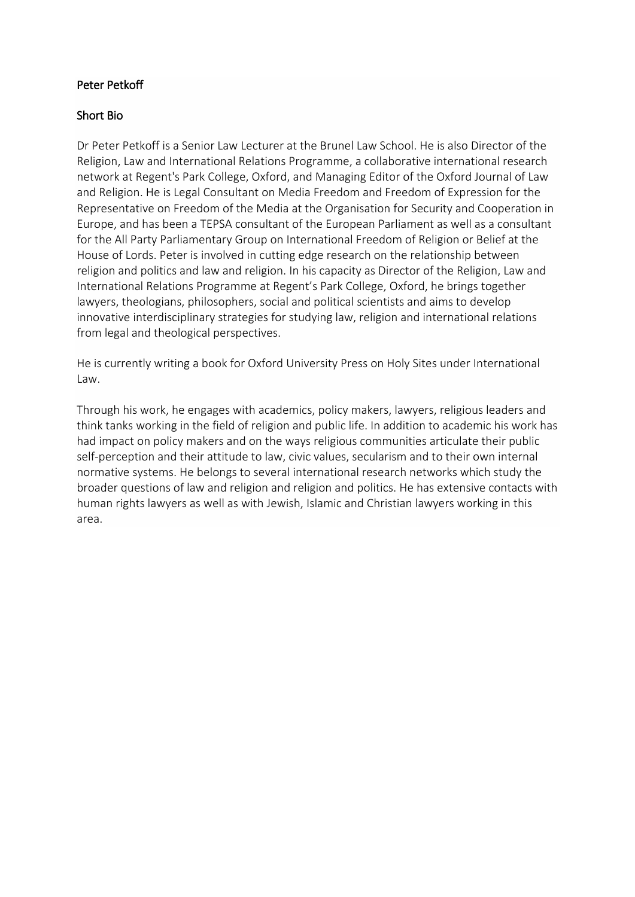# Peter Petkoff

## Short Bio

Dr Peter Petkoff is a Senior Law Lecturer at the Brunel Law School. He is also Director of the Religion, Law and International Relations Programme, a collaborative international research network at Regent's Park College, Oxford, and Managing Editor of the Oxford Journal of Law and Religion. He is Legal Consultant on Media Freedom and Freedom of Expression for the Representative on Freedom of the Media at the Organisation for Security and Cooperation in Europe, and has been a TEPSA consultant of the European Parliament as well as a consultant for the All Party Parliamentary Group on International Freedom of Religion or Belief at the House of Lords. Peter is involved in cutting edge research on the relationship between religion and politics and law and religion. In his capacity as Director of the Religion, Law and International Relations Programme at Regent's Park College, Oxford, he brings together lawyers, theologians, philosophers, social and political scientists and aims to develop innovative interdisciplinary strategies for studying law, religion and international relations from legal and theological perspectives.

He is currently writing a book for Oxford University Press on Holy Sites under International Law.

Through his work, he engages with academics, policy makers, lawyers, religious leaders and think tanks working in the field of religion and public life. In addition to academic his work has had impact on policy makers and on the ways religious communities articulate their public self-perception and their attitude to law, civic values, secularism and to their own internal normative systems. He belongs to several international research networks which study the broader questions of law and religion and religion and politics. He has extensive contacts with human rights lawyers as well as with Jewish, Islamic and Christian lawyers working in this area.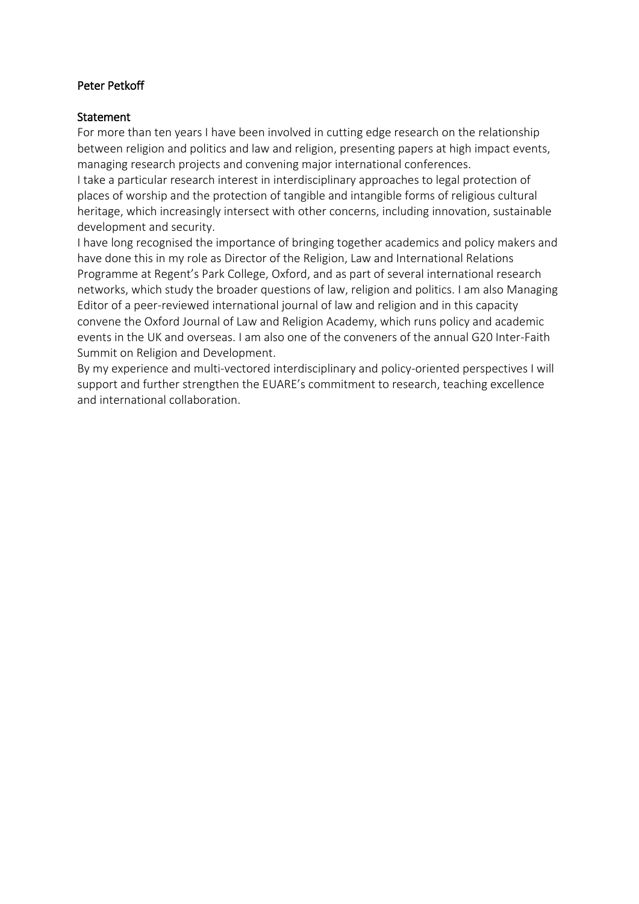Peter Petkoff

Statement

For more than ten years I have been involved in cutting edge research on the relationship between religion and politics and law and religion, presenting papers at high impact events, managing research projects and convening major international conferences.

I take a particular research interest in interdisciplinary approaches to legal protection of places of worship and the protection of tangible and intangible forms of religious cultural heritage, which increasingly intersect with other concerns, including innovation, sustainable development and security.

I have long recognised the importance of bringing together academics and policy makers and have done this in my role as Director of the Religion, Law and International Relations Programme at Regent's Park College, Oxford, and as part of several international research networks, which study the broader questions of law, religion and politics. I am also Managing Editor of a peer-reviewed international journal of law and religion and in this capacity convene the Oxford Journal of Law and Religion Academy, which runs policy and academic events in the UK and overseas. I am also one of the conveners of the annual G20 Inter-Faith Summit on Religion and Development.

By my experience and multi-vectored interdisciplinary and policy-oriented perspectives I will support and further strengthen the EUARE's commitment to research, teaching excellence and international collaboration.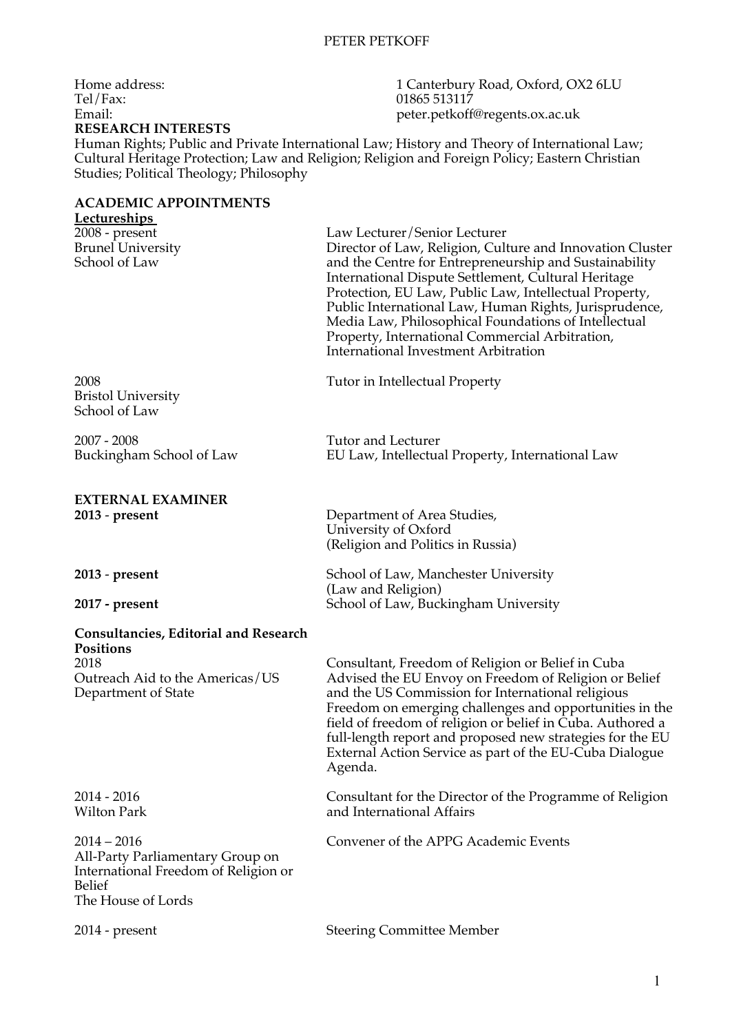Home address: 1 Canterbury Road, Oxford, OX2 6LU
Tel/Fax: 01865 513117
Email: peter.petkoff@regents.ox.ac.uk

**RESEARCH INTERESTS**

Human Rights; Public and Private International Law; History and Theory of International Law; Cultural Heritage Protection; Law and Religion; Religion and Foreign Policy; Eastern Christian Studies; Political Theology; Philosophy

**ACADEMIC APPOINTMENTS**

**Lectureships**

| | |
|---|---|
| 2008 - present<br>Brunel University<br>School of Law | Law Lecturer/Senior Lecturer<br>Director of Law, Religion, Culture and Innovation Cluster and the Centre for Entrepreneurship and Sustainability<br>International Dispute Settlement, Cultural Heritage Protection, EU Law, Public Law, Intellectual Property, Public International Law, Human Rights, Jurisprudence, Media Law, Philosophical Foundations of Intellectual Property, International Commercial Arbitration, International Investment Arbitration |
| 2008<br>Bristol University<br>School of Law | Tutor in Intellectual Property |
| 2007 - 2008<br>Buckingham School of Law | Tutor and Lecturer<br>EU Law, Intellectual Property, International Law |

**EXTERNAL EXAMINER**

| | |
|---|---|
| **2013 - present** | Department of Area Studies,<br>University of Oxford<br>(Religion and Politics in Russia) |
| **2013 - present** | School of Law, Manchester University<br>(Law and Religion) |
| **2017 - present** | School of Law, Buckingham University |

**Consultancies, Editorial and Research Positions**

| | |
|---|---|
| 2018<br>Outreach Aid to the Americas/US Department of State | Consultant, Freedom of Religion or Belief in Cuba<br>Advised the EU Envoy on Freedom of Religion or Belief and the US Commission for International religious Freedom on emerging challenges and opportunities in the field of freedom of religion or belief in Cuba. Authored a full-length report and proposed new strategies for the EU External Action Service as part of the EU-Cuba Dialogue Agenda. |
| 2014 - 2016<br>Wilton Park | Consultant for the Director of the Programme of Religion and International Affairs |
| 2014 – 2016<br>All-Party Parliamentary Group on International Freedom of Religion or Belief<br>The House of Lords | Convener of the APPG Academic Events |
| 2014 - present | Steering Committee Member |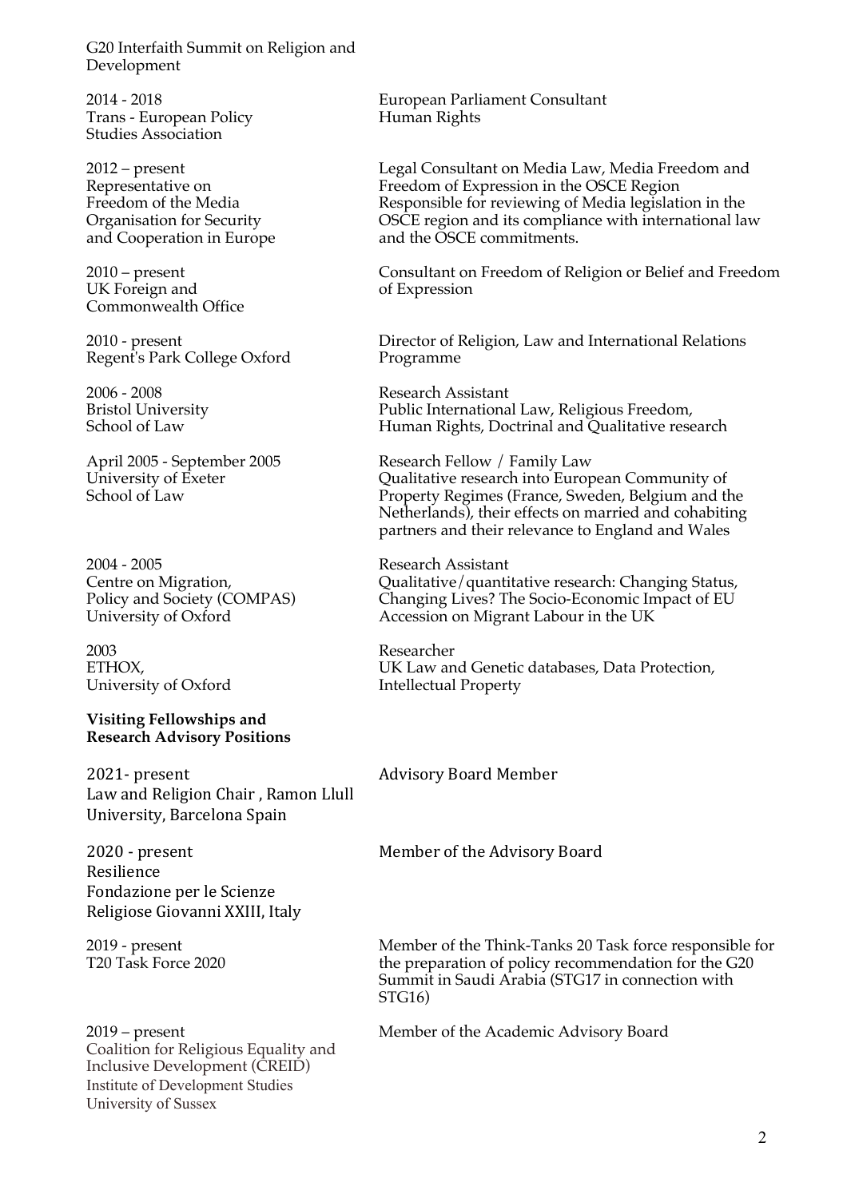G20 Interfaith Summit on Religion and Development

| | |
|---|---|
| 2014 - 2018<br>Trans - European Policy Studies Association | European Parliament Consultant<br>Human Rights |
| 2012 – present<br>Representative on Freedom of the Media<br>Organisation for Security and Cooperation in Europe | Legal Consultant on Media Law, Media Freedom and Freedom of Expression in the OSCE Region<br>Responsible for reviewing of Media legislation in the OSCE region and its compliance with international law and the OSCE commitments. |
| 2010 – present<br>UK Foreign and Commonwealth Office | Consultant on Freedom of Religion or Belief and Freedom of Expression |
| 2010 - present<br>Regent's Park College Oxford | Director of Religion, Law and International Relations Programme |
| 2006 - 2008<br>Bristol University<br>School of Law | Research Assistant<br>Public International Law, Religious Freedom, Human Rights, Doctrinal and Qualitative research |
| April 2005 - September 2005<br>University of Exeter<br>School of Law | Research Fellow / Family Law<br>Qualitative research into European Community of Property Regimes (France, Sweden, Belgium and the Netherlands), their effects on married and cohabiting partners and their relevance to England and Wales |
| 2004 - 2005<br>Centre on Migration, Policy and Society (COMPAS)<br>University of Oxford | Research Assistant<br>Qualitative/quantitative research: Changing Status, Changing Lives? The Socio-Economic Impact of EU Accession on Migrant Labour in the UK |
| 2003<br>ETHOX,<br>University of Oxford | Researcher<br>UK Law and Genetic databases, Data Protection, Intellectual Property |

**Visiting Fellowships and Research Advisory Positions**

| | |
|---|---|
| 2021- present<br>Law and Religion Chair , Ramon Llull University, Barcelona Spain | Advisory Board Member |
| 2020 - present<br>Resilience<br>Fondazione per le Scienze Religiose Giovanni XXIII, Italy | Member of the Advisory Board |
| 2019 - present<br>T20 Task Force 2020 | Member of the Think-Tanks 20 Task force responsible for the preparation of policy recommendation for the G20 Summit in Saudi Arabia (STG17 in connection with STG16) |
| 2019 – present<br>Coalition for Religious Equality and Inclusive Development (CREID)<br>Institute of Development Studies<br>University of Sussex | Member of the Academic Advisory Board |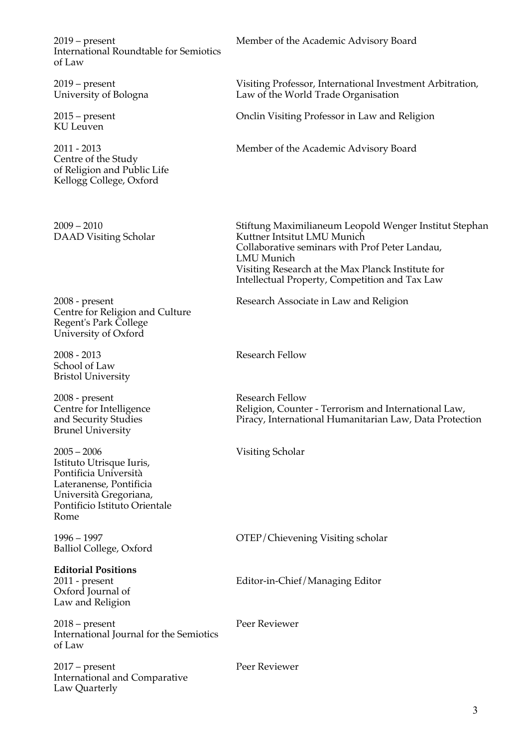| | |
|---|---|
| 2019 – present<br>International Roundtable for Semiotics of Law | Member of the Academic Advisory Board |
| 2019 – present<br>University of Bologna | Visiting Professor, International Investment Arbitration, Law of the World Trade Organisation |
| 2015 – present<br>KU Leuven | Onclin Visiting Professor in Law and Religion |
| 2011 - 2013<br>Centre of the Study of Religion and Public Life<br>Kellogg College, Oxford | Member of the Academic Advisory Board |
| 2009 – 2010<br>DAAD Visiting Scholar | Stiftung Maximilianeum Leopold Wenger Institut Stephan Kuttner Intsitut LMU Munich<br>Collaborative seminars with Prof Peter Landau, LMU Munich<br>Visiting Research at the Max Planck Institute for Intellectual Property, Competition and Tax Law |
| 2008 - present<br>Centre for Religion and Culture<br>Regent's Park College<br>University of Oxford | Research Associate in Law and Religion |
| 2008 - 2013<br>School of Law<br>Bristol University | Research Fellow |
| 2008 - present<br>Centre for Intelligence and Security Studies<br>Brunel University | Research Fellow<br>Religion, Counter - Terrorism and International Law, Piracy, International Humanitarian Law, Data Protection |
| 2005 – 2006<br>Istituto Utrisque Iuris, Pontificia Università Lateranense, Pontificia Università Gregoriana, Pontificio Istituto Orientale<br>Rome | Visiting Scholar |
| 1996 – 1997<br>Balliol College, Oxford | OTEP/Chievening Visiting scholar |

**Editorial Positions**

| | |
|---|---|
| 2011 - present<br>Oxford Journal of Law and Religion | Editor-in-Chief/Managing Editor |
| 2018 – present<br>International Journal for the Semiotics of Law | Peer Reviewer |
| 2017 – present<br>International and Comparative Law Quarterly | Peer Reviewer |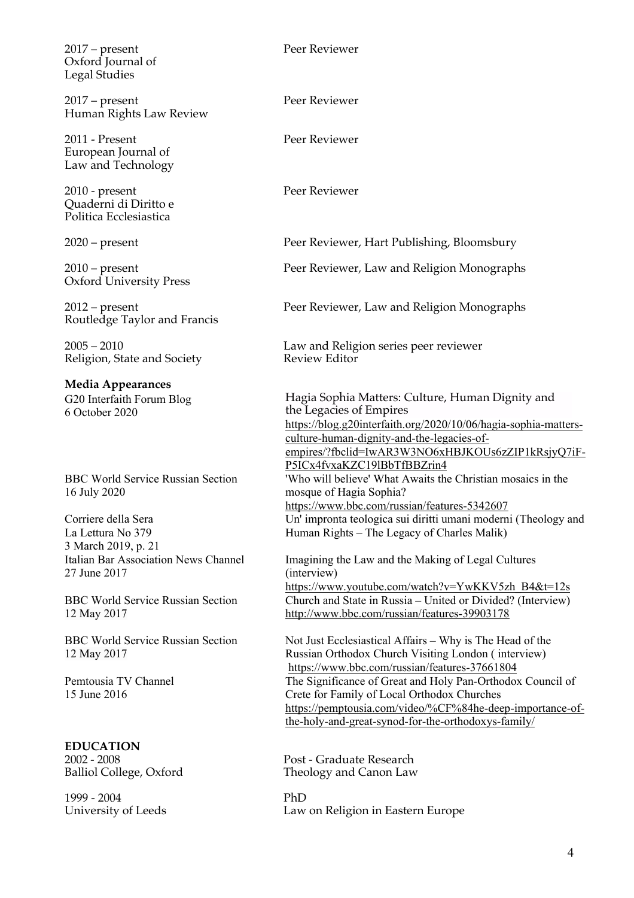2017 – present
Oxford Journal of Legal Studies | Peer Reviewer

2017 – present
Human Rights Law Review | Peer Reviewer

2011 - Present
European Journal of Law and Technology | Peer Reviewer

2010 - present
Quaderni di Diritto e Politica Ecclesiastica | Peer Reviewer

2020 – present | Peer Reviewer, Hart Publishing, Bloomsbury

2010 – present
Oxford University Press | Peer Reviewer, Law and Religion Monographs

2012 – present
Routledge Taylor and Francis | Peer Reviewer, Law and Religion Monographs

2005 – 2010
Religion, State and Society | Law and Religion series peer reviewer
Review Editor

**Media Appearances**

G20 Interfaith Forum Blog
6 October 2020

Hagia Sophia Matters: Culture, Human Dignity and the Legacies of Empires
https://blog.g20interfaith.org/2020/10/06/hagia-sophia-matters-culture-human-dignity-and-the-legacies-of-empires/?fbclid=IwAR3W3NO6xHBJKOUs6zZIP1kRsjyQ7iF-P5ICx4fvxaKZC19lBbTfBBZrin4

BBC World Service Russian Section
16 July 2020

'Who will believe' What Awaits the Christian mosaics in the mosque of Hagia Sophia?
https://www.bbc.com/russian/features-5342607

Corriere della Sera
La Lettura No 379
3 March 2019, p. 21

Un' impronta teologica sui diritti umani moderni (Theology and Human Rights – The Legacy of Charles Malik)

Italian Bar Association News Channel
27 June 2017

Imagining the Law and the Making of Legal Cultures (interview)
https://www.youtube.com/watch?v=YwKKV5zh_B4&t=12s

BBC World Service Russian Section
12 May 2017

Church and State in Russia – United or Divided? (Interview)
http://www.bbc.com/russian/features-39903178

BBC World Service Russian Section
12 May 2017

Not Just Ecclesiastical Affairs – Why is The Head of the Russian Orthodox Church Visiting London ( interview)
https://www.bbc.com/russian/features-37661804

Pemtousia TV Channel
15 June 2016

The Significance of Great and Holy Pan-Orthodox Council of Crete for Family of Local Orthodox Churches
https://pemptousia.com/video/%CF%84he-deep-importance-of-the-holy-and-great-synod-for-the-orthodoxys-family/

**EDUCATION**

2002 - 2008
Balliol College, Oxford | Post - Graduate Research
Theology and Canon Law

1999 - 2004
University of Leeds | PhD
Law on Religion in Eastern Europe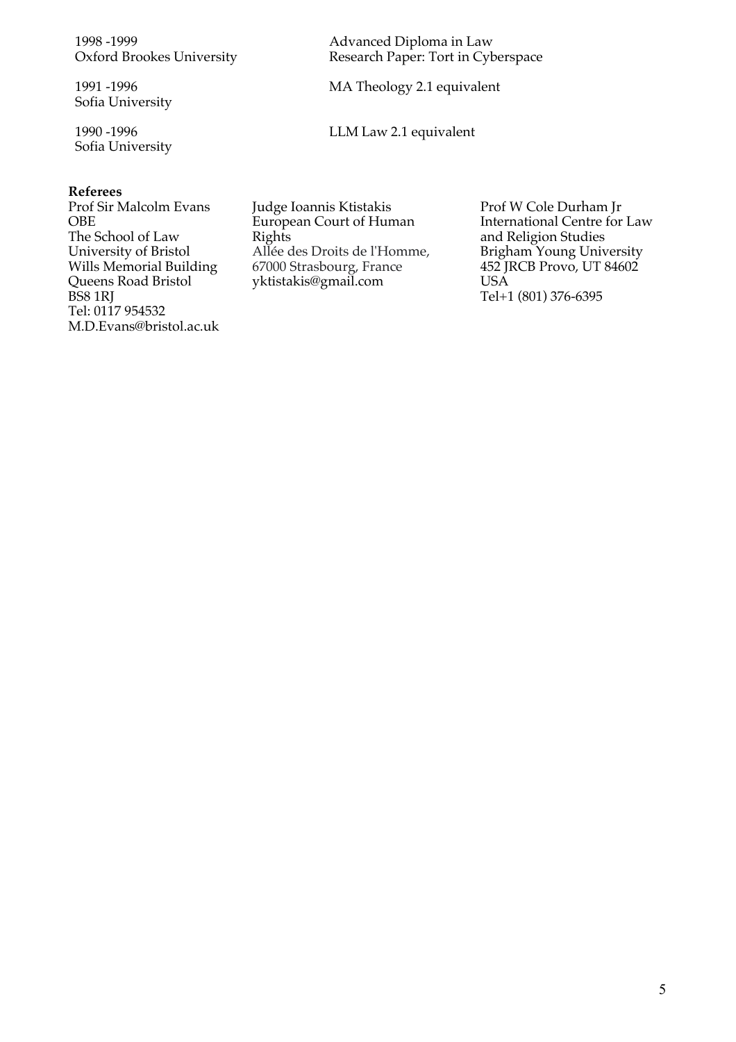| | |
|---|---|
| 1998 -1999<br>Oxford Brookes University | Advanced Diploma in Law<br>Research Paper: Tort in Cyberspace |
| 1991 -1996<br>Sofia University | MA Theology 2.1 equivalent |
| 1990 -1996<br>Sofia University | LLM Law 2.1 equivalent |

**Referees**

Prof Sir Malcolm Evans OBE
The School of Law
University of Bristol
Wills Memorial Building
Queens Road Bristol
BS8 1RJ
Tel: 0117 954532
M.D.Evans@bristol.ac.uk

Judge Ioannis Ktistakis
European Court of Human Rights
Allée des Droits de l'Homme,
67000 Strasbourg, France
yktistakis@gmail.com

Prof W Cole Durham Jr
International Centre for Law and Religion Studies
Brigham Young University
452 JRCB Provo, UT 84602
USA
Tel+1 (801) 376-6395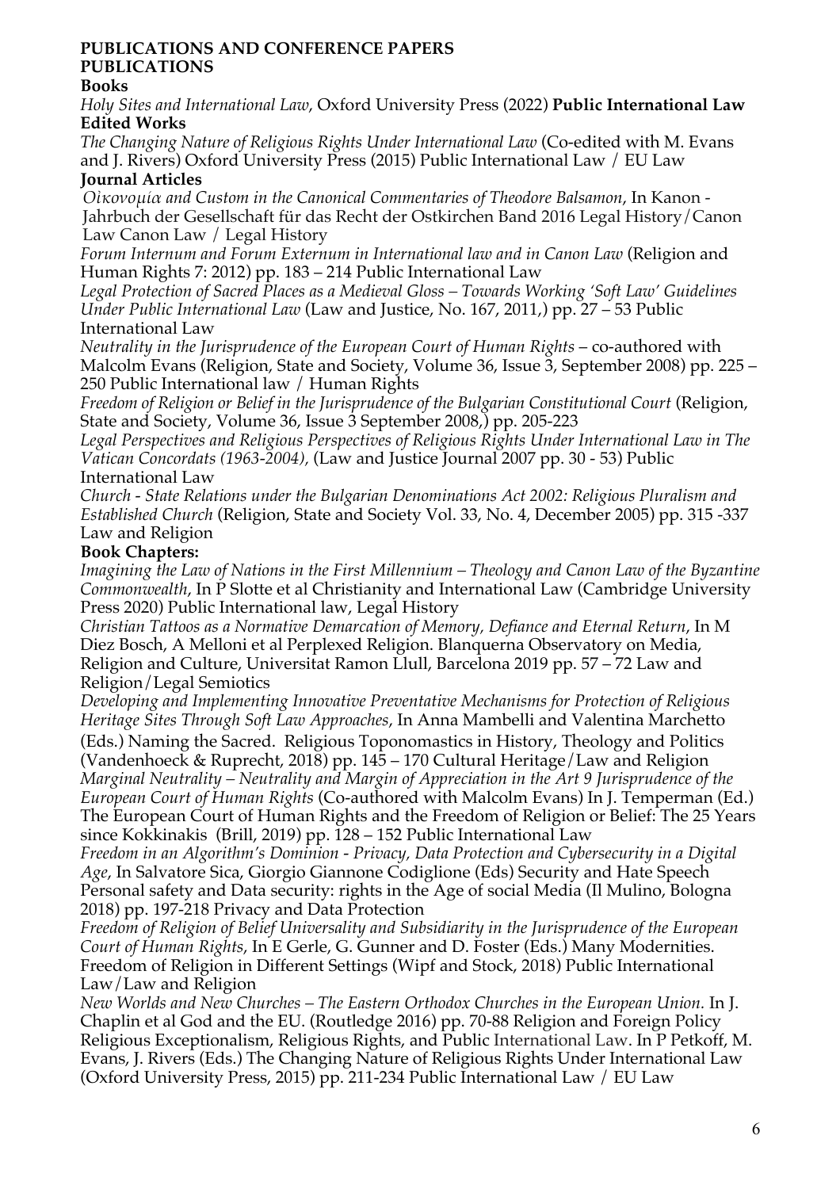# PUBLICATIONS AND CONFERENCE PAPERS

## PUBLICATIONS

### Books

*Holy Sites and International Law*, Oxford University Press (2022) **Public International Law**

### Edited Works

*The Changing Nature of Religious Rights Under International Law* (Co-edited with M. Evans and J. Rivers) Oxford University Press (2015) Public International Law / EU Law

### Journal Articles

*Οἰκονομία and Custom in the Canonical Commentaries of Theodore Balsamon*, In Kanon - Jahrbuch der Gesellschaft für das Recht der Ostkirchen Band 2016 Legal History/Canon Law Canon Law / Legal History

*Forum Internum and Forum Externum in International law and in Canon Law* (Religion and Human Rights 7: 2012) pp. 183 – 214 Public International Law

*Legal Protection of Sacred Places as a Medieval Gloss – Towards Working 'Soft Law' Guidelines Under Public International Law* (Law and Justice, No. 167, 2011,) pp. 27 – 53 Public International Law

*Neutrality in the Jurisprudence of the European Court of Human Rights* – co-authored with Malcolm Evans (Religion, State and Society, Volume 36, Issue 3, September 2008) pp. 225 – 250 Public International law / Human Rights

*Freedom of Religion or Belief in the Jurisprudence of the Bulgarian Constitutional Court* (Religion, State and Society, Volume 36, Issue 3 September 2008,) pp. 205-223

*Legal Perspectives and Religious Perspectives of Religious Rights Under International Law in The Vatican Concordats (1963-2004),* (Law and Justice Journal 2007 pp. 30 - 53) Public International Law

*Church - State Relations under the Bulgarian Denominations Act 2002: Religious Pluralism and Established Church* (Religion, State and Society Vol. 33, No. 4, December 2005) pp. 315 -337 Law and Religion

### Book Chapters:

*Imagining the Law of Nations in the First Millennium – Theology and Canon Law of the Byzantine Commonwealth*, In P Slotte et al Christianity and International Law (Cambridge University Press 2020) Public International law, Legal History

*Christian Tattoos as a Normative Demarcation of Memory, Defiance and Eternal Return*, In M Diez Bosch, A Melloni et al Perplexed Religion. Blanquerna Observatory on Media, Religion and Culture, Universitat Ramon Llull, Barcelona 2019 pp. 57 – 72 Law and Religion/Legal Semiotics

*Developing and Implementing Innovative Preventative Mechanisms for Protection of Religious Heritage Sites Through Soft Law Approaches*, In Anna Mambelli and Valentina Marchetto (Eds.) Naming the Sacred. Religious Toponomastics in History, Theology and Politics (Vandenhoeck & Ruprecht, 2018) pp. 145 – 170 Cultural Heritage/Law and Religion

*Marginal Neutrality – Neutrality and Margin of Appreciation in the Art 9 Jurisprudence of the European Court of Human Rights* (Co-authored with Malcolm Evans) In J. Temperman (Ed.) The European Court of Human Rights and the Freedom of Religion or Belief: The 25 Years since Kokkinakis (Brill, 2019) pp. 128 – 152 Public International Law

*Freedom in an Algorithm's Dominion - Privacy, Data Protection and Cybersecurity in a Digital Age*, In Salvatore Sica, Giorgio Giannone Codiglione (Eds) Security and Hate Speech Personal safety and Data security: rights in the Age of social Media (Il Mulino, Bologna 2018) pp. 197-218 Privacy and Data Protection

*Freedom of Religion of Belief Universality and Subsidiarity in the Jurisprudence of the European Court of Human Rights*, In E Gerle, G. Gunner and D. Foster (Eds.) Many Modernities. Freedom of Religion in Different Settings (Wipf and Stock, 2018) Public International Law/Law and Religion

*New Worlds and New Churches – The Eastern Orthodox Churches in the European Union.* In J. Chaplin et al God and the EU. (Routledge 2016) pp. 70-88 Religion and Foreign Policy

Religious Exceptionalism, Religious Rights, and Public International Law. In P Petkoff, M. Evans, J. Rivers (Eds.) The Changing Nature of Religious Rights Under International Law (Oxford University Press, 2015) pp. 211-234 Public International Law / EU Law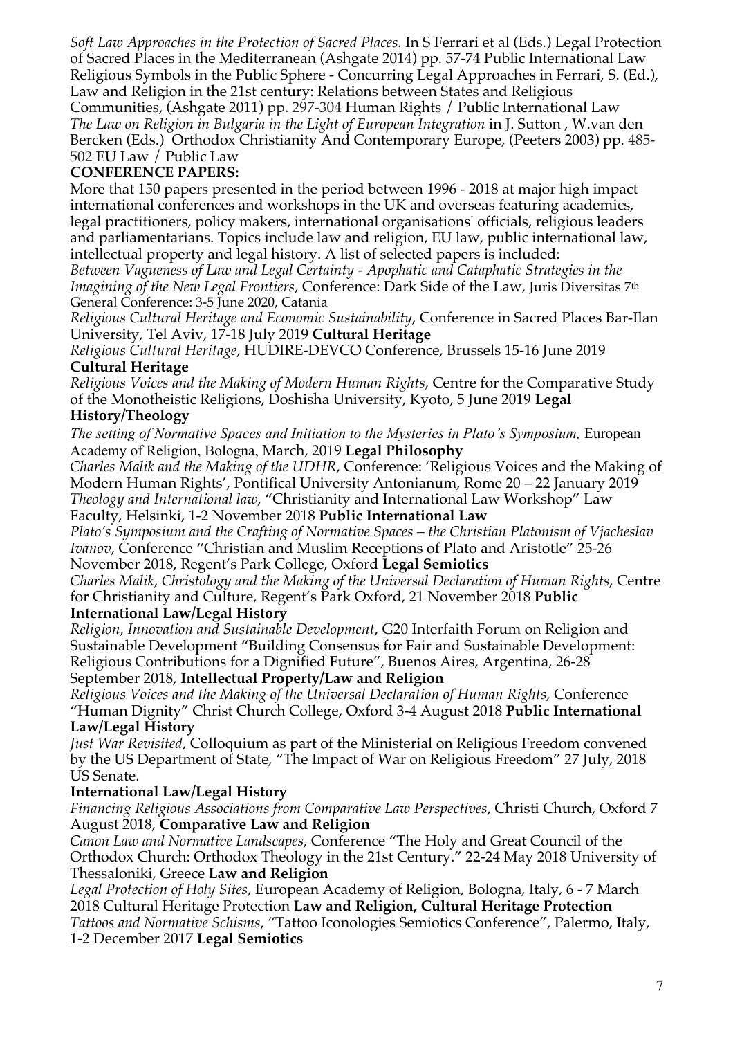*Soft Law Approaches in the Protection of Sacred Places.* In S Ferrari et al (Eds.) Legal Protection of Sacred Places in the Mediterranean (Ashgate 2014) pp. 57-74 Public International Law
Religious Symbols in the Public Sphere - Concurring Legal Approaches in Ferrari, S. (Ed.), Law and Religion in the 21st century: Relations between States and Religious Communities, (Ashgate 2011) pp. 297-304 Human Rights / Public International Law
*The Law on Religion in Bulgaria in the Light of European Integration* in J. Sutton , W.van den Bercken (Eds.) Orthodox Christianity And Contemporary Europe, (Peeters 2003) pp. 485-502 EU Law / Public Law

**CONFERENCE PAPERS:**

More that 150 papers presented in the period between 1996 - 2018 at major high impact international conferences and workshops in the UK and overseas featuring academics, legal practitioners, policy makers, international organisations' officials, religious leaders and parliamentarians. Topics include law and religion, EU law, public international law, intellectual property and legal history. A list of selected papers is included:

*Between Vagueness of Law and Legal Certainty - Apophatic and Cataphatic Strategies in the Imagining of the New Legal Frontiers*, Conference: Dark Side of the Law, Juris Diversitas 7th General Conference: 3-5 June 2020, Catania

*Religious Cultural Heritage and Economic Sustainability*, Conference in Sacred Places Bar-Ilan University, Tel Aviv, 17-18 July 2019 **Cultural Heritage**

*Religious Cultural Heritage*, HUDIRE-DEVCO Conference, Brussels 15-16 June 2019 **Cultural Heritage**

*Religious Voices and the Making of Modern Human Rights*, Centre for the Comparative Study of the Monotheistic Religions, Doshisha University, Kyoto, 5 June 2019 **Legal History/Theology**

*The setting of Normative Spaces and Initiation to the Mysteries in Plato's Symposium,* European Academy of Religion, Bologna, March, 2019 **Legal Philosophy**

*Charles Malik and the Making of the UDHR*, Conference: 'Religious Voices and the Making of Modern Human Rights', Pontifical University Antonianum, Rome 20 – 22 January 2019

*Theology and International law*, "Christianity and International Law Workshop" Law Faculty, Helsinki, 1-2 November 2018 **Public International Law**

*Plato's Symposium and the Crafting of Normative Spaces – the Christian Platonism of Vjacheslav Ivanov*, Conference "Christian and Muslim Receptions of Plato and Aristotle" 25-26 November 2018, Regent's Park College, Oxford **Legal Semiotics**

*Charles Malik, Christology and the Making of the Universal Declaration of Human Rights*, Centre for Christianity and Culture, Regent's Park Oxford, 21 November 2018 **Public International Law/Legal History**

*Religion, Innovation and Sustainable Development*, G20 Interfaith Forum on Religion and Sustainable Development "Building Consensus for Fair and Sustainable Development: Religious Contributions for a Dignified Future", Buenos Aires, Argentina, 26-28 September 2018, **Intellectual Property/Law and Religion**

*Religious Voices and the Making of the Universal Declaration of Human Rights*, Conference "Human Dignity" Christ Church College, Oxford 3-4 August 2018 **Public International Law/Legal History**

*Just War Revisited*, Colloquium as part of the Ministerial on Religious Freedom convened by the US Department of State, "The Impact of War on Religious Freedom" 27 July, 2018 US Senate.
**International Law/Legal History**

*Financing Religious Associations from Comparative Law Perspectives*, Christi Church, Oxford 7 August 2018, **Comparative Law and Religion**

*Canon Law and Normative Landscapes*, Conference "The Holy and Great Council of the Orthodox Church: Orthodox Theology in the 21st Century." 22-24 May 2018 University of Thessaloniki, Greece **Law and Religion**

*Legal Protection of Holy Sites*, European Academy of Religion, Bologna, Italy, 6 - 7 March 2018 Cultural Heritage Protection **Law and Religion, Cultural Heritage Protection**

*Tattoos and Normative Schisms*, "Tattoo Iconologies Semiotics Conference", Palermo, Italy, 1-2 December 2017 **Legal Semiotics**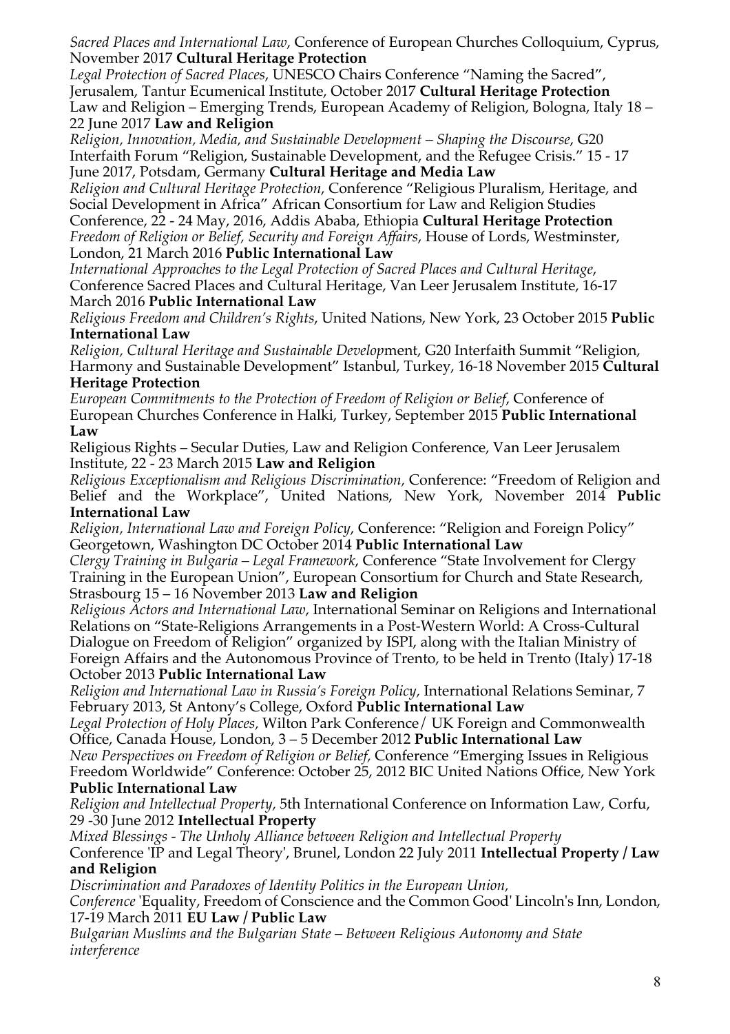*Sacred Places and International Law*, Conference of European Churches Colloquium, Cyprus, November 2017 **Cultural Heritage Protection**

*Legal Protection of Sacred Places*, UNESCO Chairs Conference "Naming the Sacred", Jerusalem, Tantur Ecumenical Institute, October 2017 **Cultural Heritage Protection**

Law and Religion – Emerging Trends, European Academy of Religion, Bologna, Italy 18 – 22 June 2017 **Law and Religion**

*Religion, Innovation, Media, and Sustainable Development – Shaping the Discourse*, G20 Interfaith Forum "Religion, Sustainable Development, and the Refugee Crisis." 15 - 17 June 2017, Potsdam, Germany **Cultural Heritage and Media Law**

*Religion and Cultural Heritage Protection*, Conference "Religious Pluralism, Heritage, and Social Development in Africa" African Consortium for Law and Religion Studies Conference, 22 - 24 May, 2016, Addis Ababa, Ethiopia **Cultural Heritage Protection**

*Freedom of Religion or Belief, Security and Foreign Affairs*, House of Lords, Westminster, London, 21 March 2016 **Public International Law**

*International Approaches to the Legal Protection of Sacred Places and Cultural Heritage*, Conference Sacred Places and Cultural Heritage, Van Leer Jerusalem Institute, 16-17 March 2016 **Public International Law**

*Religious Freedom and Children's Rights*, United Nations, New York, 23 October 2015 **Public International Law**

*Religion, Cultural Heritage and Sustainable Develop*ment, G20 Interfaith Summit "Religion, Harmony and Sustainable Development" Istanbul, Turkey, 16-18 November 2015 **Cultural Heritage Protection**

*European Commitments to the Protection of Freedom of Religion or Belief*, Conference of European Churches Conference in Halki, Turkey, September 2015 **Public International Law**

Religious Rights – Secular Duties, Law and Religion Conference, Van Leer Jerusalem Institute, 22 - 23 March 2015 **Law and Religion**

*Religious Exceptionalism and Religious Discrimination,* Conference: "Freedom of Religion and Belief and the Workplace", United Nations, New York, November 2014 **Public International Law**

*Religion, International Law and Foreign Policy*, Conference: "Religion and Foreign Policy" Georgetown, Washington DC October 2014 **Public International Law**

*Clergy Training in Bulgaria – Legal Framework*, Conference "State Involvement for Clergy Training in the European Union", European Consortium for Church and State Research, Strasbourg 15 – 16 November 2013 **Law and Religion**

*Religious Actors and International Law*, International Seminar on Religions and International Relations on "State-Religions Arrangements in a Post-Western World: A Cross-Cultural Dialogue on Freedom of Religion" organized by ISPI, along with the Italian Ministry of Foreign Affairs and the Autonomous Province of Trento, to be held in Trento (Italy) 17-18 October 2013 **Public International Law**

*Religion and International Law in Russia's Foreign Policy*, International Relations Seminar, 7 February 2013, St Antony's College, Oxford **Public International Law**

*Legal Protection of Holy Places,* Wilton Park Conference/ UK Foreign and Commonwealth Office, Canada House, London, 3 – 5 December 2012 **Public International Law**

*New Perspectives on Freedom of Religion or Belief,* Conference "Emerging Issues in Religious Freedom Worldwide" Conference: October 25, 2012 BIC United Nations Office, New York **Public International Law**

*Religion and Intellectual Property,* 5th International Conference on Information Law, Corfu, 29 -30 June 2012 **Intellectual Property**

*Mixed Blessings - The Unholy Alliance between Religion and Intellectual Property*
Conference 'IP and Legal Theory', Brunel, London 22 July 2011 **Intellectual Property / Law and Religion**

*Discrimination and Paradoxes of Identity Politics in the European Union,*
*Conference* 'Equality, Freedom of Conscience and the Common Good' Lincoln's Inn, London, 17-19 March 2011 **EU Law / Public Law**

*Bulgarian Muslims and the Bulgarian State – Between Religious Autonomy and State interference*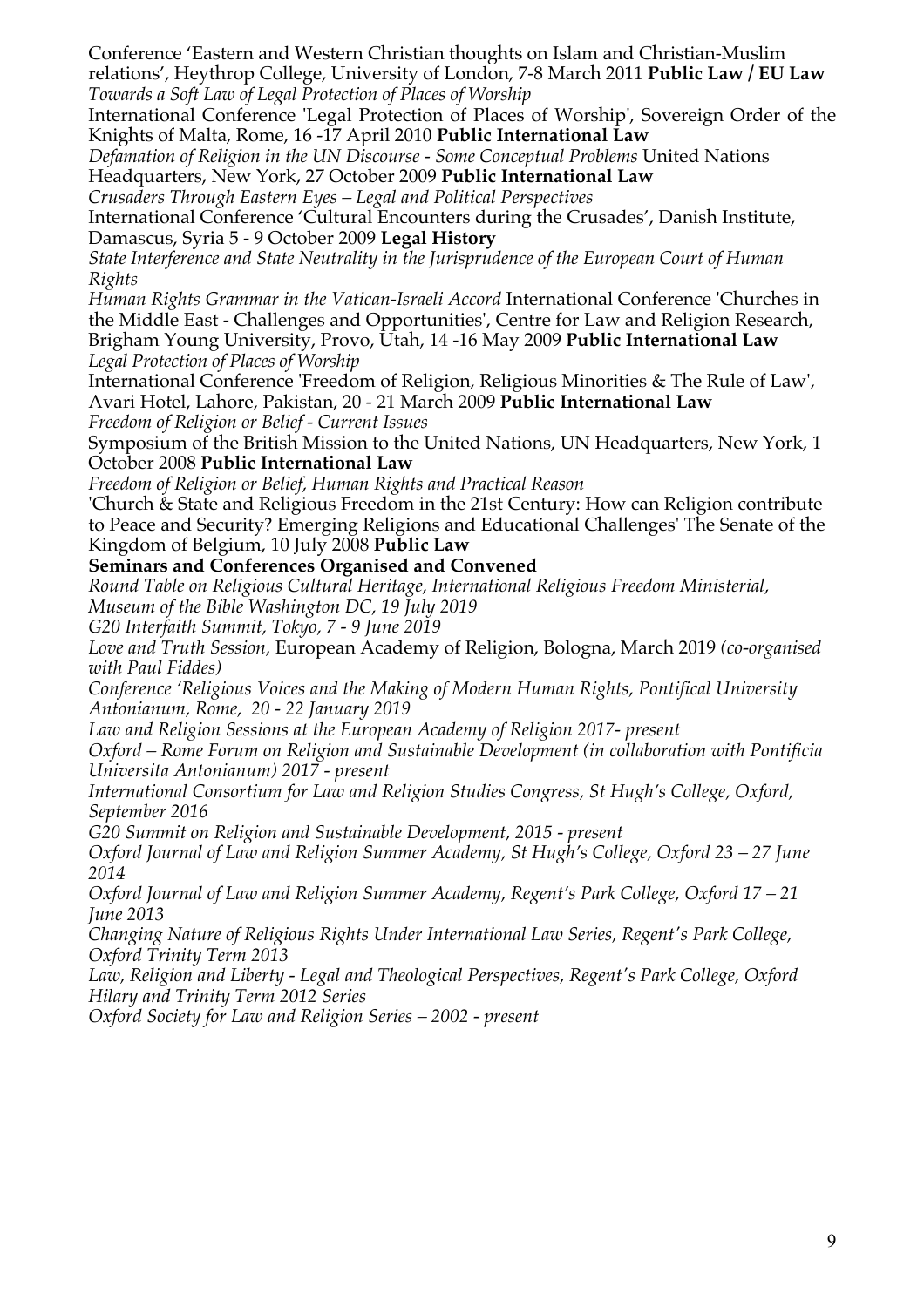Conference 'Eastern and Western Christian thoughts on Islam and Christian-Muslim relations', Heythrop College, University of London, 7-8 March 2011 **Public Law / EU Law**

*Towards a Soft Law of Legal Protection of Places of Worship*

International Conference 'Legal Protection of Places of Worship', Sovereign Order of the Knights of Malta, Rome, 16 -17 April 2010 **Public International Law**

*Defamation of Religion in the UN Discourse - Some Conceptual Problems* United Nations Headquarters, New York, 27 October 2009 **Public International Law**

*Crusaders Through Eastern Eyes – Legal and Political Perspectives*

International Conference 'Cultural Encounters during the Crusades', Danish Institute, Damascus, Syria 5 - 9 October 2009 **Legal History**

*State Interference and State Neutrality in the Jurisprudence of the European Court of Human Rights*

*Human Rights Grammar in the Vatican-Israeli Accord* International Conference 'Churches in the Middle East - Challenges and Opportunities', Centre for Law and Religion Research, Brigham Young University, Provo, Utah, 14 -16 May 2009 **Public International Law**

*Legal Protection of Places of Worship*

International Conference 'Freedom of Religion, Religious Minorities & The Rule of Law', Avari Hotel, Lahore, Pakistan, 20 - 21 March 2009 **Public International Law**

*Freedom of Religion or Belief - Current Issues*

Symposium of the British Mission to the United Nations, UN Headquarters, New York, 1 October 2008 **Public International Law**

*Freedom of Religion or Belief, Human Rights and Practical Reason*

'Church & State and Religious Freedom in the 21st Century: How can Religion contribute to Peace and Security? Emerging Religions and Educational Challenges' The Senate of the Kingdom of Belgium, 10 July 2008 **Public Law**

**Seminars and Conferences Organised and Convened**

*Round Table on Religious Cultural Heritage, International Religious Freedom Ministerial, Museum of the Bible Washington DC, 19 July 2019*

*G20 Interfaith Summit, Tokyo, 7 - 9 June 2019*

*Love and Truth Session,* European Academy of Religion, Bologna, March 2019 *(co-organised with Paul Fiddes)*

*Conference 'Religious Voices and the Making of Modern Human Rights, Pontifical University Antonianum, Rome, 20 - 22 January 2019*

*Law and Religion Sessions at the European Academy of Religion 2017- present*

*Oxford – Rome Forum on Religion and Sustainable Development (in collaboration with Pontificia Universita Antonianum) 2017 - present*

*International Consortium for Law and Religion Studies Congress, St Hugh's College, Oxford, September 2016*

*G20 Summit on Religion and Sustainable Development, 2015 - present*

*Oxford Journal of Law and Religion Summer Academy, St Hugh's College, Oxford 23 – 27 June 2014*

*Oxford Journal of Law and Religion Summer Academy, Regent's Park College, Oxford 17 – 21 June 2013*

*Changing Nature of Religious Rights Under International Law Series, Regent's Park College, Oxford Trinity Term 2013*

*Law, Religion and Liberty - Legal and Theological Perspectives, Regent's Park College, Oxford Hilary and Trinity Term 2012 Series*

*Oxford Society for Law and Religion Series – 2002 - present*